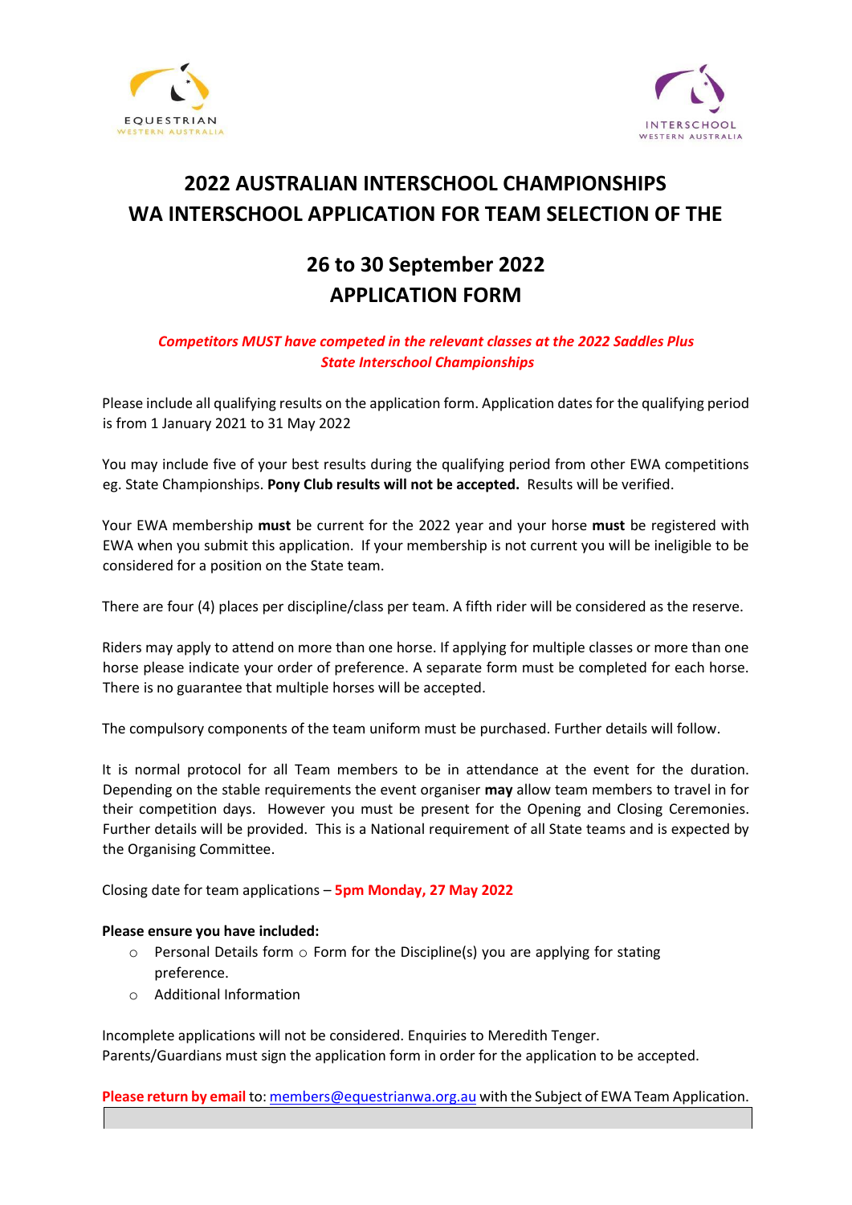EQUESTRIAN WESTERN AUSTRALIA

INTERSCHOOL WESTERN AUSTRALIA

# 2022 AUSTRALIAN INTERSCHOOL CHAMPIONSHIPS WA INTERSCHOOL APPLICATION FOR TEAM SELECTION OF THE

## 26 to 30 September 2022 APPLICATION FORM

***Competitors MUST have competed in the relevant classes at the 2022 Saddles Plus State Interschool Championships***

Please include all qualifying results on the application form. Application dates for the qualifying period is from 1 January 2021 to 31 May 2022

You may include five of your best results during the qualifying period from other EWA competitions eg. State Championships. **Pony Club results will not be accepted.** Results will be verified.

Your EWA membership **must** be current for the 2022 year and your horse **must** be registered with EWA when you submit this application. If your membership is not current you will be ineligible to be considered for a position on the State team.

There are four (4) places per discipline/class per team. A fifth rider will be considered as the reserve.

Riders may apply to attend on more than one horse. If applying for multiple classes or more than one horse please indicate your order of preference. A separate form must be completed for each horse. There is no guarantee that multiple horses will be accepted.

The compulsory components of the team uniform must be purchased. Further details will follow.

It is normal protocol for all Team members to be in attendance at the event for the duration. Depending on the stable requirements the event organiser **may** allow team members to travel in for their competition days. However you must be present for the Opening and Closing Ceremonies. Further details will be provided. This is a National requirement of all State teams and is expected by the Organising Committee.

Closing date for team applications – **5pm Monday, 27 May 2022**

**Please ensure you have included:**

- Personal Details form
- Form for the Discipline(s) you are applying for stating preference.
- Additional Information

Incomplete applications will not be considered. Enquiries to Meredith Tenger.
Parents/Guardians must sign the application form in order for the application to be accepted.

**Please return by email** to: members@equestrianwa.org.au with the Subject of EWA Team Application.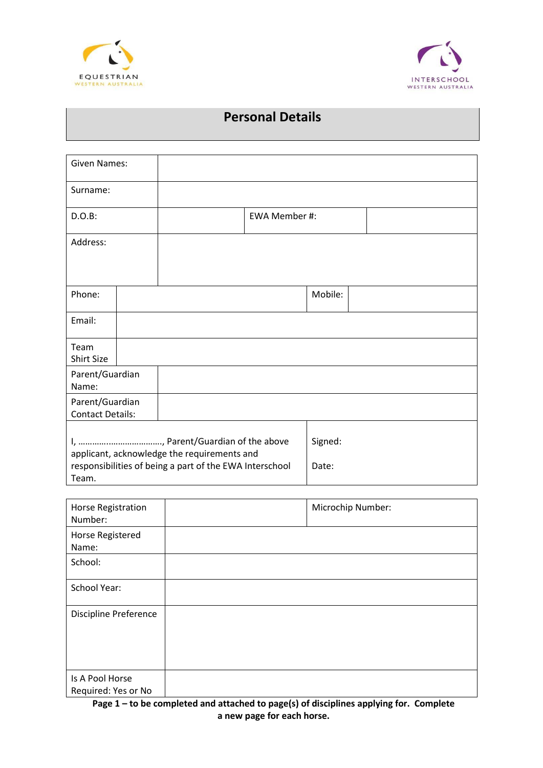EQUESTRIAN WESTERN AUSTRALIA

INTERSCHOOL WESTERN AUSTRALIA

# Personal Details

| Given Names: | | | |
|---|---|---|---|
| Surname: | | | |
| D.O.B: | | EWA Member #: | |
| Address: | | | |
| Phone: | | Mobile: | |
| Email: | | | |
| Team Shirt Size | | | |
| Parent/Guardian Name: | | | |
| Parent/Guardian Contact Details: | | | |
| I, ………………………………, Parent/Guardian of the above applicant, acknowledge the requirements and responsibilities of being a part of the EWA Interschool Team. | | Signed:<br><br>Date: | |

| Horse Registration Number: | | Microchip Number: |
|---|---|---|
| Horse Registered Name: | | |
| School: | | |
| School Year: | | |
| Discipline Preference | | |
| Is A Pool Horse Required: Yes or No | | |

**Page 1 – to be completed and attached to page(s) of disciplines applying for. Complete a new page for each horse.**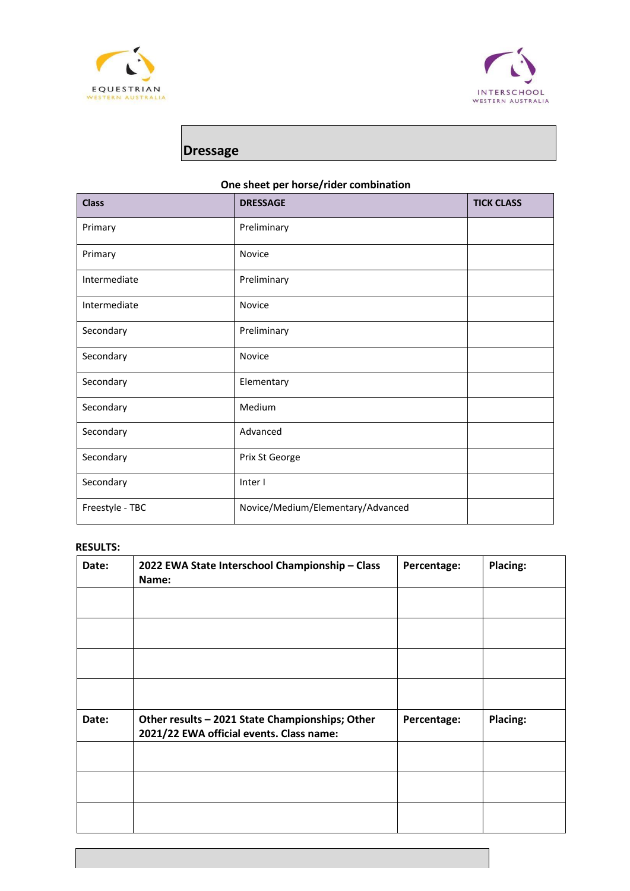EQUESTRIAN WESTERN AUSTRALIA

INTERSCHOOL WESTERN AUSTRALIA

## Dressage

**One sheet per horse/rider combination**

| Class | DRESSAGE | TICK CLASS |
|---|---|---|
| Primary | Preliminary | |
| Primary | Novice | |
| Intermediate | Preliminary | |
| Intermediate | Novice | |
| Secondary | Preliminary | |
| Secondary | Novice | |
| Secondary | Elementary | |
| Secondary | Medium | |
| Secondary | Advanced | |
| Secondary | Prix St George | |
| Secondary | Inter I | |
| Freestyle - TBC | Novice/Medium/Elementary/Advanced | |

**RESULTS:**

| Date: | 2022 EWA State Interschool Championship – Class Name: | Percentage: | Placing: |
|---|---|---|---|
| | | | |
| | | | |
| | | | |
| | | | |
| **Date:** | **Other results – 2021 State Championships; Other 2021/22 EWA official events. Class name:** | **Percentage:** | **Placing:** |
| | | | |
| | | | |
| | | | |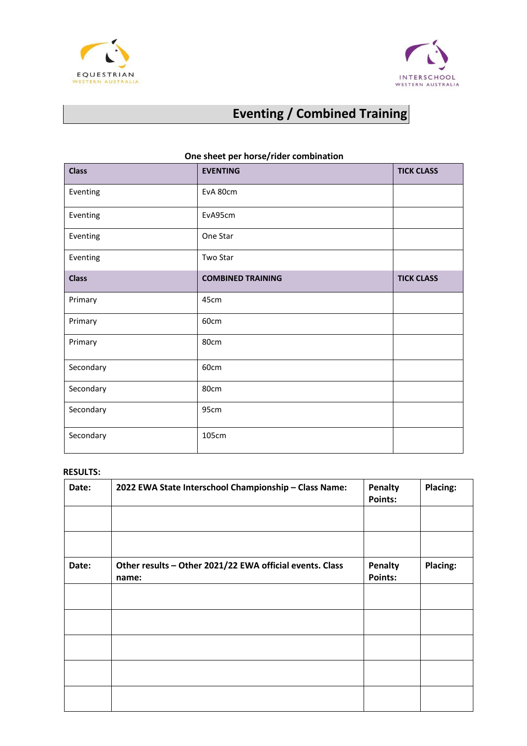EQUESTRIAN WESTERN AUSTRALIA

INTERSCHOOL WESTERN AUSTRALIA

# Eventing / Combined Training

**One sheet per horse/rider combination**

| **Class** | **EVENTING** | **TICK CLASS** |
|---|---|---|
| Eventing | EvA 80cm | |
| Eventing | EvA95cm | |
| Eventing | One Star | |
| Eventing | Two Star | |
| **Class** | **COMBINED TRAINING** | **TICK CLASS** |
| Primary | 45cm | |
| Primary | 60cm | |
| Primary | 80cm | |
| Secondary | 60cm | |
| Secondary | 80cm | |
| Secondary | 95cm | |
| Secondary | 105cm | |

**RESULTS:**

| **Date:** | **2022 EWA State Interschool Championship – Class Name:** | **Penalty Points:** | **Placing:** |
|---|---|---|---|
| | | | |
| | | | |
| **Date:** | **Other results – Other 2021/22 EWA official events. Class name:** | **Penalty Points:** | **Placing:** |
| | | | |
| | | | |
| | | | |
| | | | |
| | | | |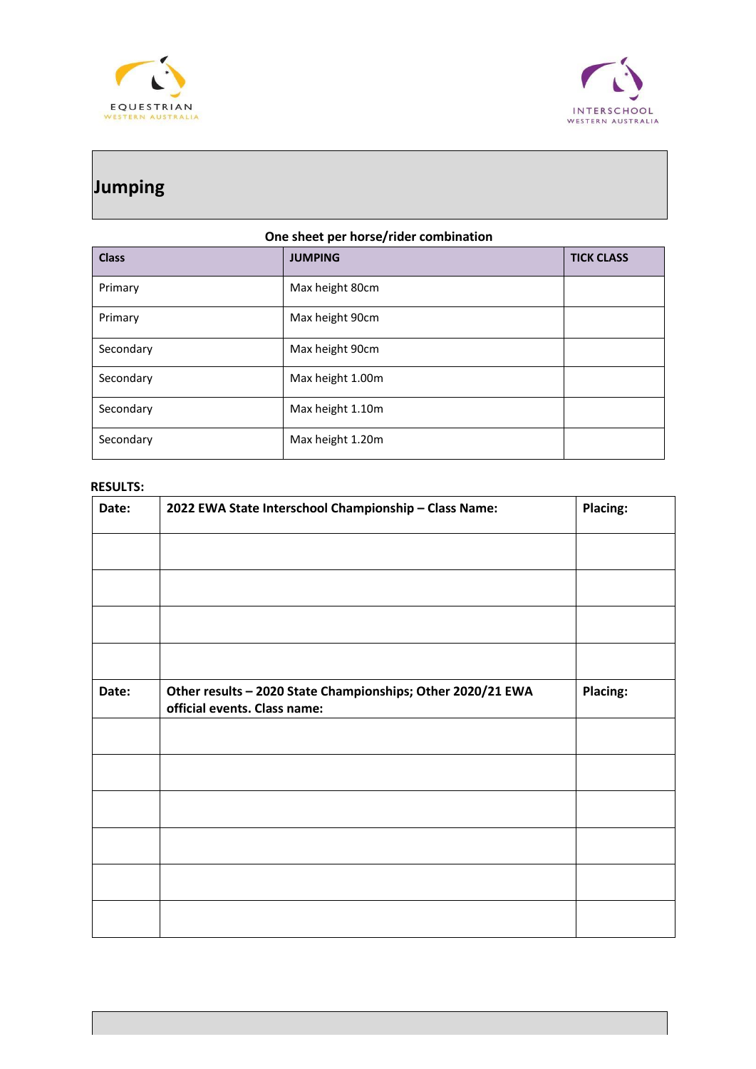EQUESTRIAN WESTERN AUSTRALIA

INTERSCHOOL WESTERN AUSTRALIA

# Jumping

**One sheet per horse/rider combination**

| Class | JUMPING | TICK CLASS |
|---|---|---|
| Primary | Max height 80cm | |
| Primary | Max height 90cm | |
| Secondary | Max height 90cm | |
| Secondary | Max height 1.00m | |
| Secondary | Max height 1.10m | |
| Secondary | Max height 1.20m | |

**RESULTS:**

| Date: | 2022 EWA State Interschool Championship – Class Name: | Placing: |
|---|---|---|
| | | |
| | | |
| | | |
| | | |
| **Date:** | **Other results – 2020 State Championships; Other 2020/21 EWA official events. Class name:** | **Placing:** |
| | | |
| | | |
| | | |
| | | |
| | | |
| | | |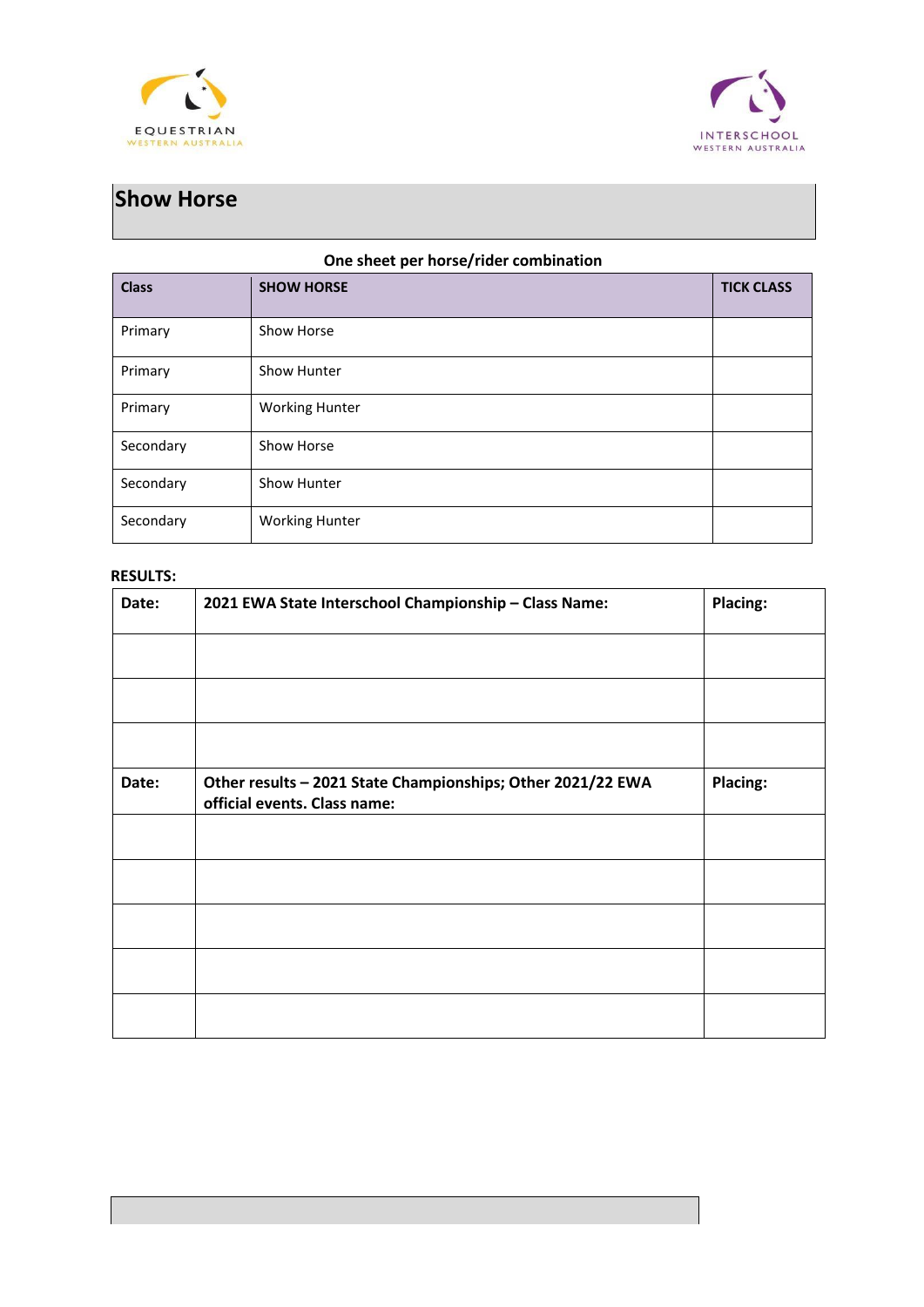# Show Horse

**One sheet per horse/rider combination**

| Class | SHOW HORSE | TICK CLASS |
|---|---|---|
| Primary | Show Horse | |
| Primary | Show Hunter | |
| Primary | Working Hunter | |
| Secondary | Show Horse | |
| Secondary | Show Hunter | |
| Secondary | Working Hunter | |

**RESULTS:**

| **Date:** | **2021 EWA State Interschool Championship – Class Name:** | **Placing:** |
|---|---|---|
| | | |
| | | |
| | | |
| **Date:** | **Other results – 2021 State Championships; Other 2021/22 EWA official events. Class name:** | **Placing:** |
| | | |
| | | |
| | | |
| | | |
| | | |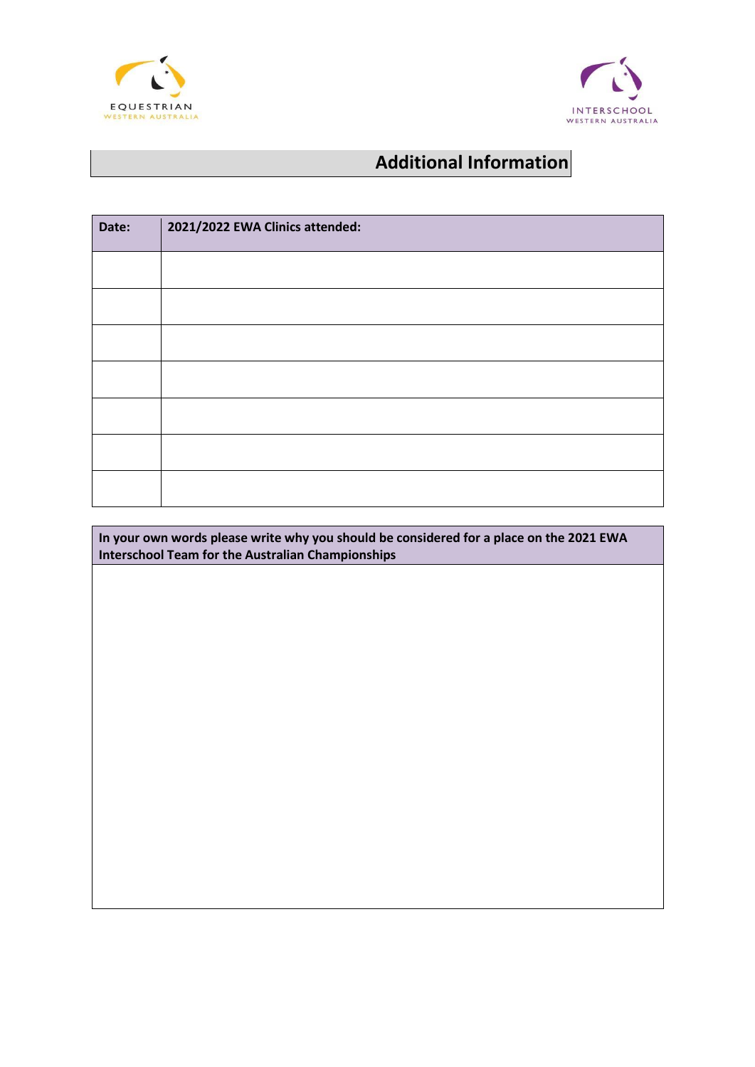EQUESTRIAN WESTERN AUSTRALIA

INTERSCHOOL WESTERN AUSTRALIA

## Additional Information

| Date: | 2021/2022 EWA Clinics attended: |
| --- | --- |
| | |
| | |
| | |
| | |
| | |
| | |
| | |

| In your own words please write why you should be considered for a place on the 2021 EWA Interschool Team for the Australian Championships |
| --- |
| |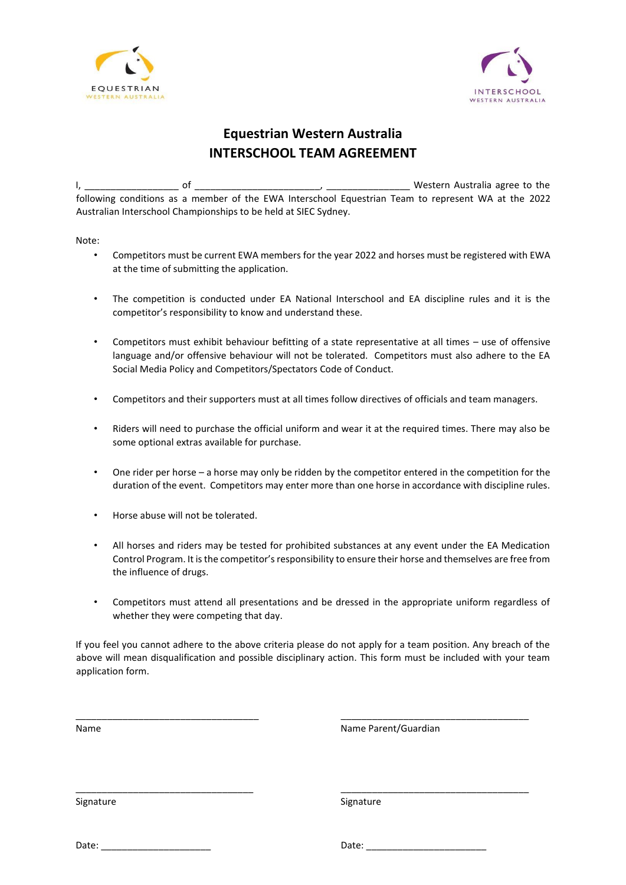EQUESTRIAN
WESTERN AUSTRALIA

INTERSCHOOL
WESTERN AUSTRALIA

# Equestrian Western Australia
# INTERSCHOOL TEAM AGREEMENT

I, __________________ of ________________________, ________________ Western Australia agree to the following conditions as a member of the EWA Interschool Equestrian Team to represent WA at the 2022 Australian Interschool Championships to be held at SIEC Sydney.

Note:

- Competitors must be current EWA members for the year 2022 and horses must be registered with EWA at the time of submitting the application.
- The competition is conducted under EA National Interschool and EA discipline rules and it is the competitor's responsibility to know and understand these.
- Competitors must exhibit behaviour befitting of a state representative at all times – use of offensive language and/or offensive behaviour will not be tolerated. Competitors must also adhere to the EA Social Media Policy and Competitors/Spectators Code of Conduct.
- Competitors and their supporters must at all times follow directives of officials and team managers.
- Riders will need to purchase the official uniform and wear it at the required times. There may also be some optional extras available for purchase.
- One rider per horse – a horse may only be ridden by the competitor entered in the competition for the duration of the event. Competitors may enter more than one horse in accordance with discipline rules.
- Horse abuse will not be tolerated.
- All horses and riders may be tested for prohibited substances at any event under the EA Medication Control Program. It is the competitor's responsibility to ensure their horse and themselves are free from the influence of drugs.
- Competitors must attend all presentations and be dressed in the appropriate uniform regardless of whether they were competing that day.

If you feel you cannot adhere to the above criteria please do not apply for a team position. Any breach of the above will mean disqualification and possible disciplinary action. This form must be included with your team application form.

____________________________________
Name

____________________________________
Name Parent/Guardian

____________________________________
Signature

____________________________________
Signature

Date: _____________________

Date: _______________________